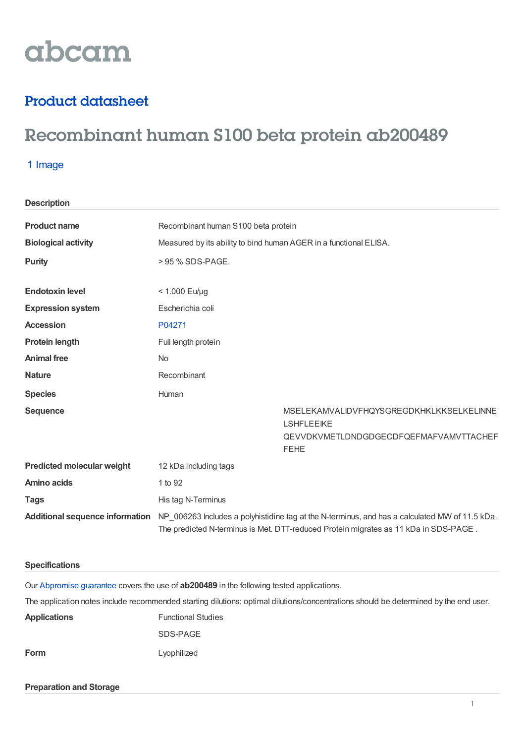abcam

## Product datasheet

# Recombinant human S100 beta protein ab200489

1 Image

### Description

| | |
|---|---|
| **Product name** | Recombinant human S100 beta protein |
| **Biological activity** | Measured by its ability to bind human AGER in a functional ELISA. |
| **Purity** | > 95 % SDS-PAGE. |
| **Endotoxin level** | < 1.000 Eu/µg |
| **Expression system** | Escherichia coli |
| **Accession** | P04271 |
| **Protein length** | Full length protein |
| **Animal free** | No |
| **Nature** | Recombinant |
| **Species** | Human |
| **Sequence** | MSELEKAMVALIDVFHQYSGREGDKHKLKKSELKELINNE LSHFLEEIKE QEVVDKVMETLDNDGDGECDFQEFMAFVAMVTTACHEF FEHE |
| **Predicted molecular weight** | 12 kDa including tags |
| **Amino acids** | 1 to 92 |
| **Tags** | His tag N-Terminus |
| **Additional sequence information** | NP_006263 Includes a polyhistidine tag at the N-terminus, and has a calculated MW of 11.5 kDa. The predicted N-terminus is Met. DTT-reduced Protein migrates as 11 kDa in SDS-PAGE . |

### Specifications

Our Abpromise guarantee covers the use of **ab200489** in the following tested applications.

The application notes include recommended starting dilutions; optimal dilutions/concentrations should be determined by the end user.

| | |
|---|---|
| **Applications** | Functional Studies<br>SDS-PAGE |
| **Form** | Lyophilized |

### Preparation and Storage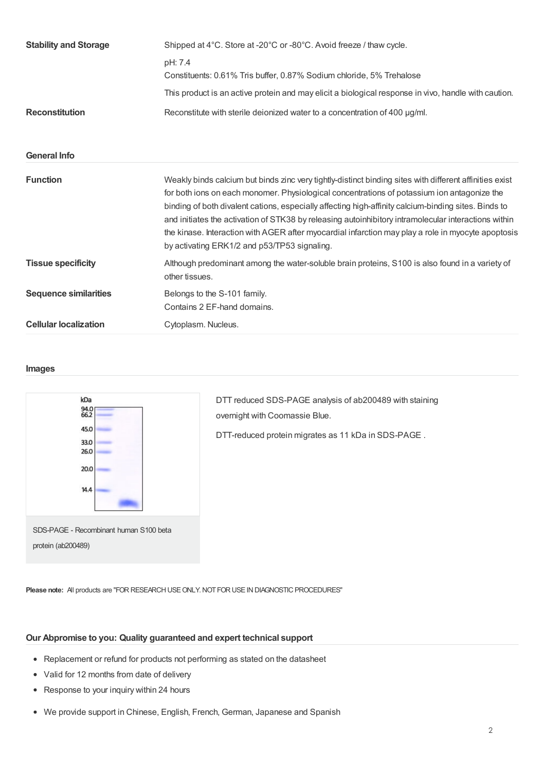| | |
|---|---|
| **Stability and Storage** | Shipped at 4°C. Store at -20°C or -80°C. Avoid freeze / thaw cycle. |
| | pH: 7.4<br>Constituents: 0.61% Tris buffer, 0.87% Sodium chloride, 5% Trehalose |
| | This product is an active protein and may elicit a biological response in vivo, handle with caution. |
| **Reconstitution** | Reconstitute with sterile deionized water to a concentration of 400 µg/ml. |

## General Info

| | |
|---|---|
| **Function** | Weakly binds calcium but binds zinc very tightly-distinct binding sites with different affinities exist for both ions on each monomer. Physiological concentrations of potassium ion antagonize the binding of both divalent cations, especially affecting high-affinity calcium-binding sites. Binds to and initiates the activation of STK38 by releasing autoinhibitory intramolecular interactions within the kinase. Interaction with AGER after myocardial infarction may play a role in myocyte apoptosis by activating ERK1/2 and p53/TP53 signaling. |
| **Tissue specificity** | Although predominant among the water-soluble brain proteins, S100 is also found in a variety of other tissues. |
| **Sequence similarities** | Belongs to the S-101 family.<br>Contains 2 EF-hand domains. |
| **Cellular localization** | Cytoplasm. Nucleus. |

## Images

SDS-PAGE - Recombinant human S100 beta protein (ab200489)

DTT reduced SDS-PAGE analysis of ab200489 with staining overnight with Coomassie Blue.

DTT-reduced protein migrates as 11 kDa in SDS-PAGE .

**Please note:** All products are "FOR RESEARCH USE ONLY. NOT FOR USE IN DIAGNOSTIC PROCEDURES"

## Our Abpromise to you: Quality guaranteed and expert technical support

- Replacement or refund for products not performing as stated on the datasheet
- Valid for 12 months from date of delivery
- Response to your inquiry within 24 hours

- We provide support in Chinese, English, French, German, Japanese and Spanish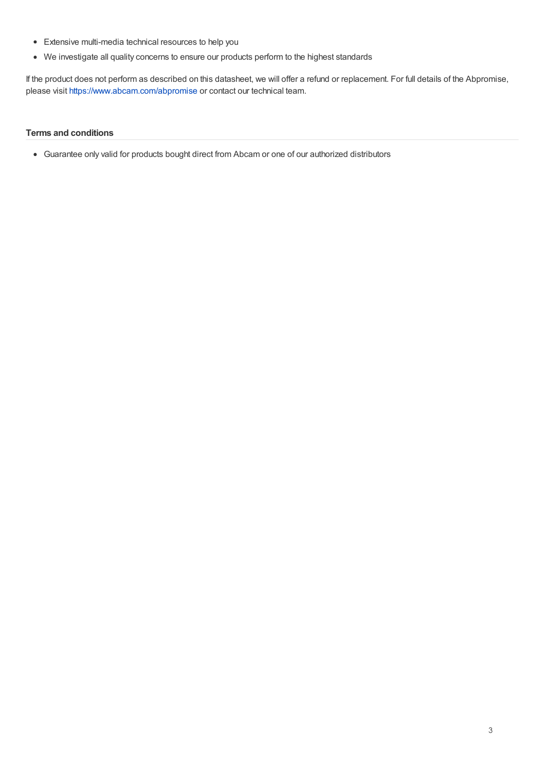- Extensive multi-media technical resources to help you
- We investigate all quality concerns to ensure our products perform to the highest standards

If the product does not perform as described on this datasheet, we will offer a refund or replacement. For full details of the Abpromise, please visit https://www.abcam.com/abpromise or contact our technical team.

## Terms and conditions

- Guarantee only valid for products bought direct from Abcam or one of our authorized distributors